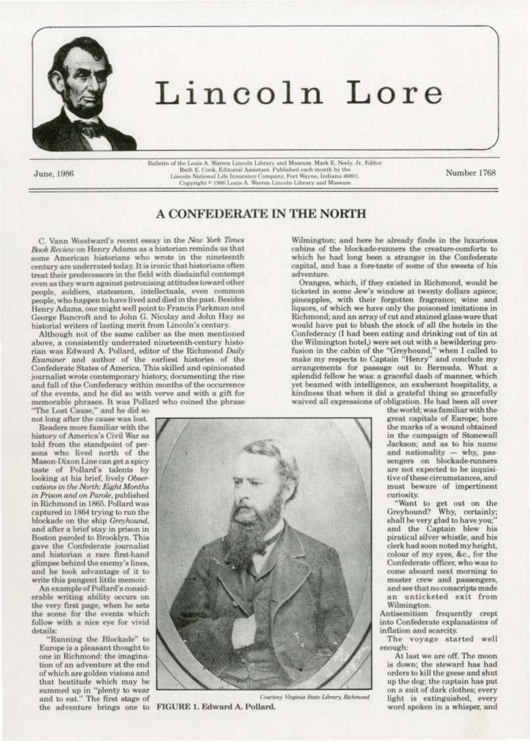# Lincoln Lore

June, 1986

Bulletin of the Louis A. Warren Lincoln Library and Museum. Mark E. Neely, Jr., Editor. Ruth E. Cook, Editorial Assistant. Published each month by the Lincoln National Life Insurance Company, Fort Wayne, Indiana 46801. Copyright © 1986 Louis A. Warren Lincoln Library and Museum

Number 1768

## A CONFEDERATE IN THE NORTH

C. Vann Woodward's recent essay in the *New York Times Book Review* on Henry Adams as a historian reminds us that some American historians who wrote in the nineteenth century are underrated today. It is ironic that historians often treat their predecessors in the field with disdainful contempt even as they warn against patronising attitudes toward other people, soldiers, statesmen, intellectuals, even common people, who happen to have lived and died in the past. Besides Henry Adams, one might well point to Francis Parkman and George Bancroft and to John G. Nicolay and John Hay as historial writers of lasting merit from Lincoln's century.

Although not of the same caliber as the men mentioned above, a consistently underrated nineteenth-century historian was Edward A. Pollard, editor of the Richmond *Daily Examiner* and author of the earliest histories of the Confederate States of America. This skilled and opinionated journalist wrote contemporary history, documenting the rise and fall of the Confederacy within months of the occurrence of the events, and he did so with verve and with a gift for memorable phrases. It was Pollard who coined the phrase "The Lost Cause," and he did so not long after the cause was lost.

Readers more familiar with the history of America's Civil War as told from the standpoint of persons who lived north of the Mason-Dixon Line can get a spicy taste of Pollard's talents by looking at his brief, lively *Observations in the North: Eight Months in Prison and on Parole*, published in Richmond in 1865. Pollard was captured in 1864 trying to run the blockade on the ship *Greyhound*, and after a brief stay in prison in Boston paroled to Brooklyn. This gave the Confederate journalist and historian a rare first-hand glimpse behind the enemy's lines, and he took advantage of it to write this pungent little memoir.

An example of Pollard's considerable writing ability occurs on the very first page, when he sets the scene for the events which follow with a nice eye for vivid details:

> "Running the Blockade" to Europe is a pleasant thought to one in Richmond: the imagination of an adventure at the end of which are golden visions and that beatitude which may be summed up in "plenty to wear and to eat." The first stage of the adventure brings one to Wilmington; and here he already finds in the luxurious cabins of the blockade-runners the creature-comforts to which he had long been a stranger in the Confederate capital, and has a fore-taste of some of the sweets of his adventure.
>
> Oranges, which, if they existed in Richmond, would be ticketed in some Jew's window at twenty dollars apiece; pineapples, with their forgotten fragrance; wine and liquors, of which we have only the poisoned imitations in Richmond; and an array of cut and stained glass-ware that would have put to blush the stock of all the hotels in the Confederacy (I had been eating and drinking out of tin at the Wilmington hotel,) were set out with a bewildering profusion in the cabin of the "Greyhound," when I called to make my respects to Captain "Henry" and conclude my arrangements for passage out to Bermuda. What a splendid fellow he was: a graceful dash of manner, which yet beamed with intelligence, an exuberant hospitality, a kindness that when it did a grateful thing so gracefully waived all expressions of obligation. He had been all over the world; was familiar with the great capitals of Europe; bore the marks of a wound obtained in the campaign of Stonewall Jackson; and as to his name and nationality — why, passengers on blockade-runners are not expected to be inquisitive of these circumstances, and must beware of impertinent curiosity.
>
> "Want to get out on the Greyhound? Why, certainly; shall be very glad to have you;" and the Captain blew his piratical silver whistle, and his clerk had soon noted my height, colour of my eyes, &c., for the Confederate officer, who was to come aboard next morning to muster crew and passengers, and see that no conscripts made an unticketed exit from Wilmington.

Antisemitism frequently crept into Confederate explanations of inflation and scarcity.

The voyage started well enough:

> At last we are off. The moon is down; the steward has had orders to kill the geese and shut up the dog; the captain has put on a suit of dark clothes; every light is extinguished, every word spoken in a whisper, and

*Courtesy Virginia State Library, Richmond*

**FIGURE 1. Edward A. Pollard.**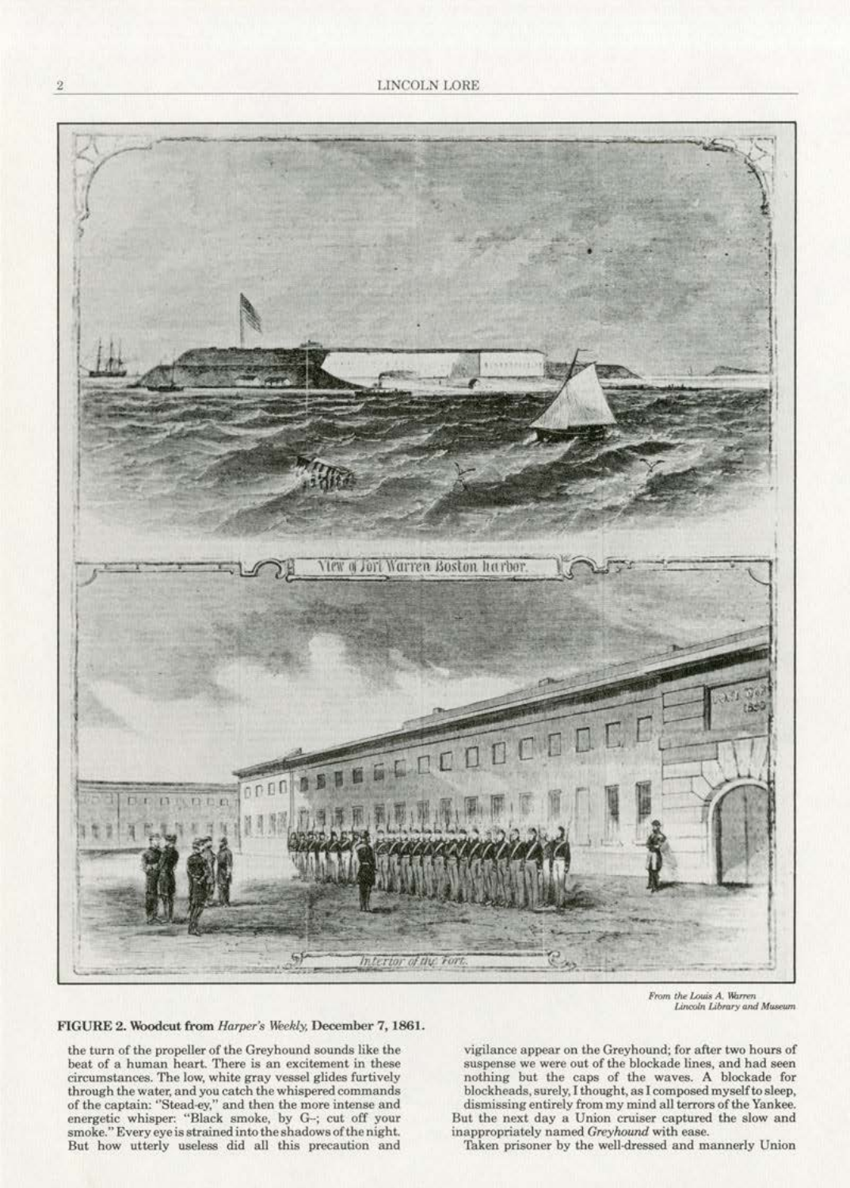View of Fort Warren Boston harbor.

Interior of the Fort.

*From the Louis A. Warren Lincoln Library and Museum*

**FIGURE 2. Woodcut from *Harper's Weekly*, December 7, 1861.**

the turn of the propeller of the Greyhound sounds like the beat of a human heart. There is an excitement in these circumstances. The low, white gray vessel glides furtively through the water, and you catch the whispered commands of the captain: "Stead-ey," and then the more intense and energetic whisper: "Black smoke, by G–; cut off your smoke." Every eye is strained into the shadows of the night. But how utterly useless did all this precaution and vigilance appear on the Greyhound; for after two hours of suspense we were out of the blockade lines, and had seen nothing but the caps of the waves. A blockade for blockheads, surely, I thought, as I composed myself to sleep, dismissing entirely from my mind all terrors of the Yankee.

But the next day a Union cruiser captured the slow and inappropriately named *Greyhound* with ease.

Taken prisoner by the well-dressed and mannerly Union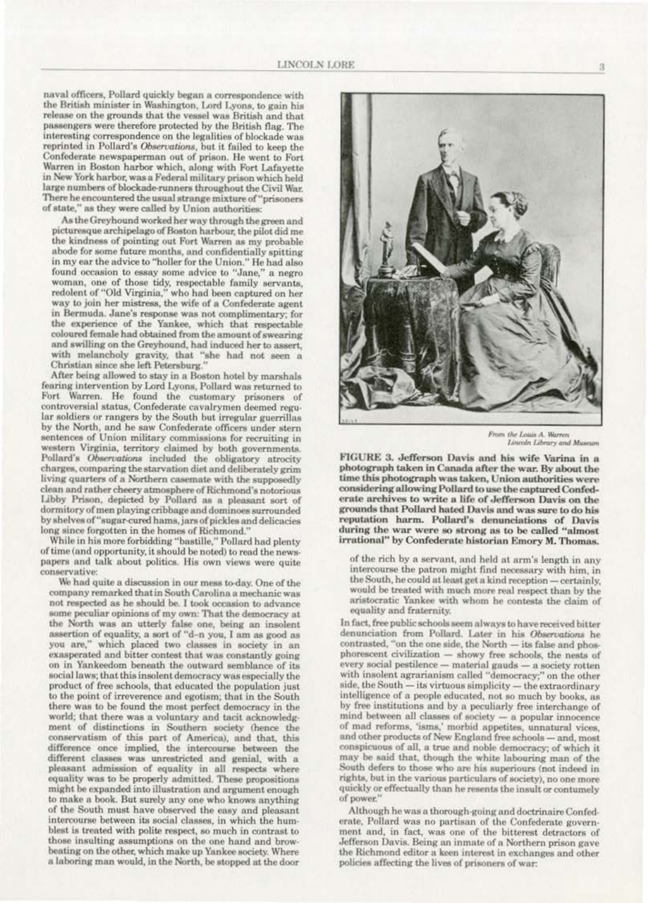naval officers, Pollard quickly began a correspondence with the British minister in Washington, Lord Lyons, to gain his release on the grounds that the vessel was British and that passengers were therefore protected by the British flag. The interesting correspondence on the legalities of blockade was reprinted in Pollard's *Observations*, but it failed to keep the Confederate newspaperman out of prison. He went to Fort Warren in Boston harbor which, along with Fort Lafayette in New York harbor, was a Federal military prison which held large numbers of blockade-runners throughout the Civil War. There he encountered the usual strange mixture of "prisoners of state," as they were called by Union authorities:

> As the Greyhound worked her way through the green and picturesque archipelago of Boston harbour, the pilot did me the kindness of pointing out Fort Warren as my probable abode for some future months, and confidentially spitting in my ear the advice to "holler for the Union." He had also found occasion to essay some advice to "Jane," a negro woman, one of those tidy, respectable family servants, redolent of "Old Virginia," who had been captured on her way to join her mistress, the wife of a Confederate agent in Bermuda. Jane's response was not complimentary; for the experience of the Yankee, which that respectable coloured female had obtained from the amount of swearing and swilling on the Greyhound, had induced her to assert, with melancholy gravity, that "she had not seen a Christian since she left Petersburg."

After being allowed to stay in a Boston hotel by marshals fearing intervention by Lord Lyons, Pollard was returned to Fort Warren. He found the customary prisoners of controversial status, Confederate cavalrymen deemed regular soldiers or rangers by the South but irregular guerrillas by the North, and he saw Confederate officers under stern sentences of Union military commissions for recruiting in western Virginia, territory claimed by both governments. Pollard's *Observations* included the obligatory atrocity charges, comparing the starvation diet and deliberately grim living quarters of a Northern casemate with the supposedly clean and rather cheery atmosphere of Richmond's notorious Libby Prison, depicted by Pollard as a pleasant sort of dormitory of men playing cribbage and dominoes surrounded by shelves of "sugar-cured hams, jars of pickles and delicacies long since forgotten in the homes of Richmond."

While in his more forbidding "bastille," Pollard had plenty of time (and opportunity, it should be noted) to read the newspapers and talk about politics. His own views were quite conservative:

> We had quite a discussion in our mess to-day. One of the company remarked that in South Carolina a mechanic was not respected as he should be. I took occasion to advance some peculiar opinions of my own: That the democracy at the North was an utterly false one, being an insolent assertion of equality, a sort of "d–n you, I am as good as you are," which placed two classes in society in an exasperated and bitter contest that was constantly going on in Yankeedom beneath the outward semblance of its social laws; that this insolent democracy was especially the product of free schools, that educated the population just to the point of irreverence and egotism; that in the South there was to be found the most perfect democracy in the world; that there was a voluntary and tacit acknowledgment of distinctions in Southern society (hence the conservatism of this part of America), and that, this difference once implied, the intercourse between the different classes was unrestricted and genial, with a pleasant admission of equality in all respects where equality was to be properly admitted. These propositions might be expanded into illustration and argument enough to make a book. But surely any one who knows anything of the South must have observed the easy and pleasant intercourse between its social classes, in which the humblest is treated with polite respect, so much in contrast to those insulting assumptions on the one hand and brow-beating on the other, which make up Yankee society. Where a laboring man would, in the North, be stopped at the door of the rich by a servant, and held at arm's length in any intercourse the patron might find necessary with him, in the South, he could at least get a kind reception — certainly, would be treated with much more real respect than by the aristocratic Yankee with whom he contests the claim of equality and fraternity.

From the Louis A. Warren Lincoln Library and Museum

**FIGURE 3. Jefferson Davis and his wife Varina in a photograph taken in Canada after the war. By about the time this photograph was taken, Union authorities were considering allowing Pollard to use the captured Confederate archives to write a life of Jefferson Davis on the grounds that Pollard hated Davis and was sure to do his reputation harm. Pollard's denunciations of Davis during the war were so strong as to be called "almost irrational" by Confederate historian Emory M. Thomas.**

In fact, free public schools seem always to have received bitter denunciation from Pollard. Later in his *Observations* he contrasted, "on the one side, the North — its false and phosphorescent civilization — showy free schools, the nests of every social pestilence — material gauds — a society rotten with insolent agrarianism called "democracy;" on the other side, the South — its virtuous simplicity — the extraordinary intelligence of a people educated, not so much by books, as by free institutions and by a peculiarly free interchange of mind between all classes of society — a popular innocence of mad reforms, 'isms,' morbid appetites, unnatural vices, and other products of New England free schools — and, most conspicuous of all, a true and noble democracy; of which it may be said that, though the white labouring man of the South defers to those who are his superiours (not indeed in rights, but in the various particulars of society), no one more quickly or effectually than he resents the insult or contumely of power."

Although he was a thorough-going and doctrinaire Confederate, Pollard was no partisan of the Confederate government and, in fact, was one of the bitterest detractors of Jefferson Davis. Being an inmate of a Northern prison gave the Richmond editor a keen interest in exchanges and other policies affecting the lives of prisoners of war: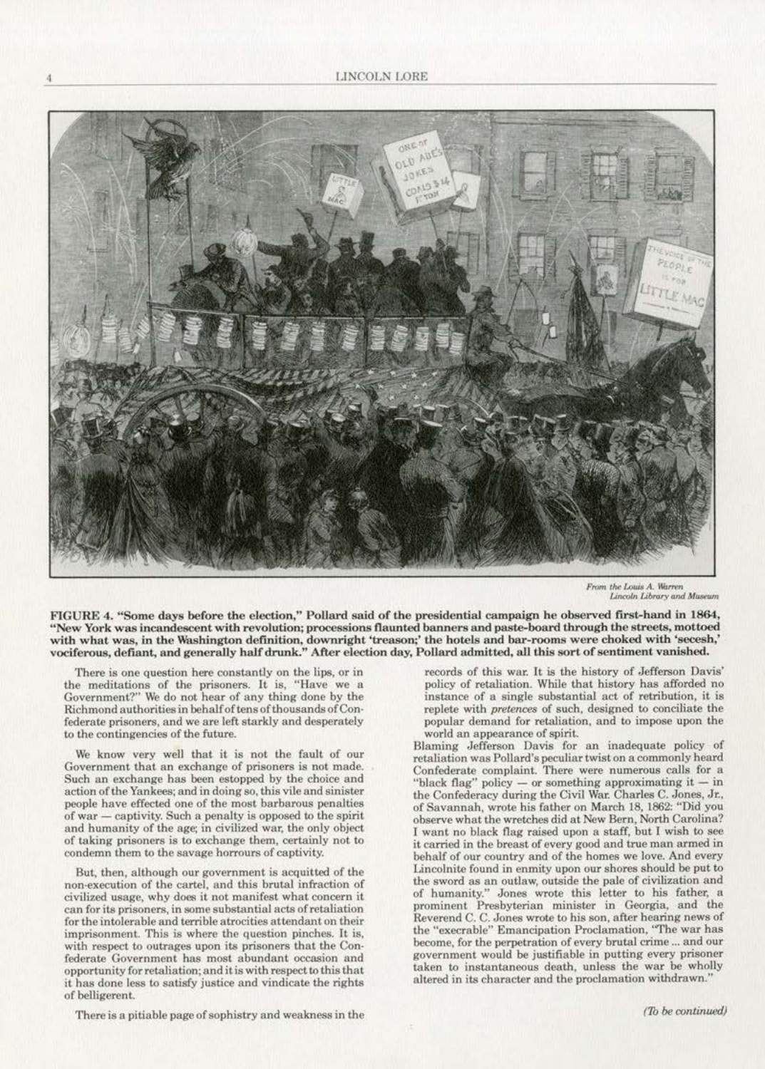From the Louis A. Warren Lincoln Library and Museum

**FIGURE 4. "Some days before the election," Pollard said of the presidential campaign he observed first-hand in 1864, "New York was incandescent with revolution; processions flaunted banners and paste-board through the streets, mottoed with what was, in the Washington definition, downright 'treason;' the hotels and bar-rooms were choked with 'secesh,' vociferous, defiant, and generally half drunk." After election day, Pollard admitted, all this sort of sentiment vanished.**

There is one question here constantly on the lips, or in the meditations of the prisoners. It is, "Have we a Government?" We do not hear of any thing done by the Richmond authorities in behalf of tens of thousands of Confederate prisoners, and we are left starkly and desperately to the contingencies of the future.

We know very well that it is not the fault of our Government that an exchange of prisoners is not made. Such an exchange has been estopped by the choice and action of the Yankees; and in doing so, this vile and sinister people have effected one of the most barbarous penalties of war — captivity. Such a penalty is opposed to the spirit and humanity of the age; in civilized war, the only object of taking prisoners is to exchange them, certainly not to condemn them to the savage horrours of captivity.

But, then, although our government is acquitted of the non-execution of the cartel, and this brutal infraction of civilized usage, why does it not manifest what concern it can for its prisoners, in some substantial acts of retaliation for the intolerable and terrible atrocities attendant on their imprisonment. This is where the question pinches. It is, with respect to outrages upon its prisoners that the Confederate Government has most abundant occasion and opportunity for retaliation; and it is with respect to this that it has done less to satisfy justice and vindicate the rights of belligerent.

There is a pitiable page of sophistry and weakness in the records of this war. It is the history of Jefferson Davis' policy of retaliation. While that history has afforded no instance of a single substantial act of retribution, it is replete with *pretences* of such, designed to conciliate the popular demand for retaliation, and to impose upon the world an appearance of spirit.

Blaming Jefferson Davis for an inadequate policy of retaliation was Pollard's peculiar twist on a commonly heard Confederate complaint. There were numerous calls for a "black flag" policy — or something approximating it — in the Confederacy during the Civil War. Charles C. Jones, Jr., of Savannah, wrote his father on March 18, 1862: "Did you observe what the wretches did at New Bern, North Carolina? I want no black flag raised upon a staff, but I wish to see it carried in the breast of every good and true man armed in behalf of our country and of the homes we love. And every Lincolnite found in enmity upon our shores should be put to the sword as an outlaw, outside the pale of civilization and of humanity." Jones wrote this letter to his father, a prominent Presbyterian minister in Georgia, and the Reverend C. C. Jones wrote to his son, after hearing news of the "execrable" Emancipation Proclamation, "The war has become, for the perpetration of every brutal crime ... and our government would be justifiable in putting every prisoner taken to instantaneous death, unless the war be wholly altered in its character and the proclamation withdrawn."

*(To be continued)*